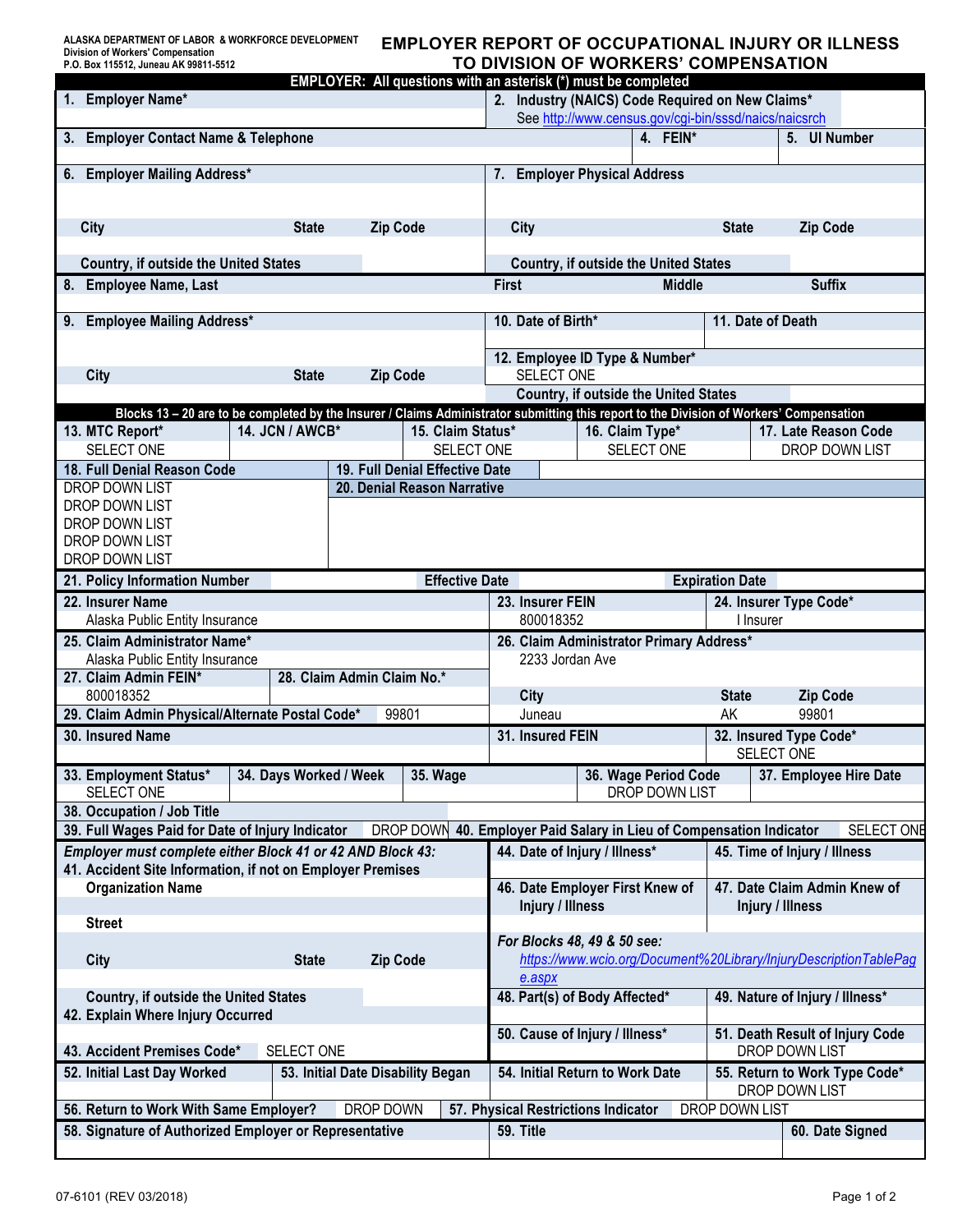ALASKA DEPARTMENT OF LABOR & WORKFORCE DEVELOPMENT
Division of Workers' Compensation
P.O. Box 115512, Juneau AK 99811-5512

# EMPLOYER REPORT OF OCCUPATIONAL INJURY OR ILLNESS TO DIVISION OF WORKERS' COMPENSATION

**EMPLOYER: All questions with an asterisk (*) must be completed**

**1. Employer Name***

**2. Industry (NAICS) Code Required on New Claims***
See http://www.census.gov/cgi-bin/sssd/naics/naicsrch

**3. Employer Contact Name & Telephone**

**4. FEIN***

**5. UI Number**

**6. Employer Mailing Address***
City | State | Zip Code
Country, if outside the United States

**7. Employer Physical Address**
City | State | Zip Code
Country, if outside the United States

**8. Employee Name, Last** | First | Middle | Suffix

**9. Employee Mailing Address***
City | State | Zip Code

**10. Date of Birth***

**11. Date of Death**

**12. Employee ID Type & Number***
SELECT ONE
Country, if outside the United States

**Blocks 13 – 20 are to be completed by the Insurer / Claims Administrator submitting this report to the Division of Workers' Compensation**

| 13. MTC Report* | 14. JCN / AWCB* | 15. Claim Status* | 16. Claim Type* | 17. Late Reason Code |
|---|---|---|---|---|
| SELECT ONE | | SELECT ONE | SELECT ONE | DROP DOWN LIST |

**18. Full Denial Reason Code**
DROP DOWN LIST
DROP DOWN LIST
DROP DOWN LIST
DROP DOWN LIST
DROP DOWN LIST

**19. Full Denial Effective Date**

**20. Denial Reason Narrative**

**21. Policy Information Number** | **Effective Date** | **Expiration Date**

| 22. Insurer Name | 23. Insurer FEIN | 24. Insurer Type Code* |
|---|---|---|
| Alaska Public Entity Insurance | 800018352 | I Insurer |

**25. Claim Administrator Name***
Alaska Public Entity Insurance

**26. Claim Administrator Primary Address***
2233 Jordan Ave

| City | State | Zip Code |
|---|---|---|
| Juneau | AK | 99801 |

**27. Claim Admin FEIN***
800018352

**28. Claim Admin Claim No.***

**29. Claim Admin Physical/Alternate Postal Code*** 99801

**30. Insured Name**

**31. Insured FEIN**

**32. Insured Type Code***
SELECT ONE

| 33. Employment Status* | 34. Days Worked / Week | 35. Wage | 36. Wage Period Code | 37. Employee Hire Date |
|---|---|---|---|---|
| SELECT ONE | | | DROP DOWN LIST | |

**38. Occupation / Job Title**

**39. Full Wages Paid for Date of Injury Indicator** DROP DOWN

**40. Employer Paid Salary in Lieu of Compensation Indicator** SELECT ONE

*Employer must complete either Block 41 or 42 AND Block 43:*

**41. Accident Site Information, if not on Employer Premises**
Organization Name
Street
City | State | Zip Code
Country, if outside the United States

**42. Explain Where Injury Occurred**

**43. Accident Premises Code*** SELECT ONE

**44. Date of Injury / Illness***

**45. Time of Injury / Illness**

**46. Date Employer First Knew of Injury / Illness**

**47. Date Claim Admin Knew of Injury / Illness**

*For Blocks 48, 49 & 50 see:*
*https://www.wcio.org/Document%20Library/InjuryDescriptionTablePage.aspx*

**48. Part(s) of Body Affected***

**49. Nature of Injury / Illness***

**50. Cause of Injury / Illness***

**51. Death Result of Injury Code**
DROP DOWN LIST

| 52. Initial Last Day Worked | 53. Initial Date Disability Began | 54. Initial Return to Work Date | 55. Return to Work Type Code* |
|---|---|---|---|
| | | | DROP DOWN LIST |

**56. Return to Work With Same Employer?** DROP DOWN

**57. Physical Restrictions Indicator** DROP DOWN LIST

| 58. Signature of Authorized Employer or Representative | 59. Title | 60. Date Signed |
|---|---|---|
| | | |

07-6101 (REV 03/2018)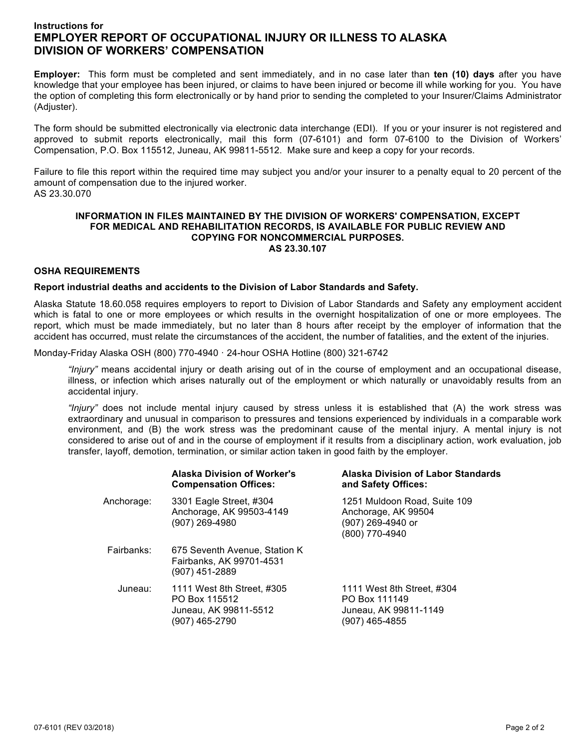**Instructions for**

# EMPLOYER REPORT OF OCCUPATIONAL INJURY OR ILLNESS TO ALASKA DIVISION OF WORKERS' COMPENSATION

**Employer:** This form must be completed and sent immediately, and in no case later than **ten (10) days** after you have knowledge that your employee has been injured, or claims to have been injured or become ill while working for you. You have the option of completing this form electronically or by hand prior to sending the completed to your Insurer/Claims Administrator (Adjuster).

The form should be submitted electronically via electronic data interchange (EDI). If you or your insurer is not registered and approved to submit reports electronically, mail this form (07-6101) and form 07-6100 to the Division of Workers' Compensation, P.O. Box 115512, Juneau, AK 99811-5512. Make sure and keep a copy for your records.

Failure to file this report within the required time may subject you and/or your insurer to a penalty equal to 20 percent of the amount of compensation due to the injured worker.
AS 23.30.070

**INFORMATION IN FILES MAINTAINED BY THE DIVISION OF WORKERS' COMPENSATION, EXCEPT FOR MEDICAL AND REHABILITATION RECORDS, IS AVAILABLE FOR PUBLIC REVIEW AND COPYING FOR NONCOMMERCIAL PURPOSES.**
**AS 23.30.107**

## OSHA REQUIREMENTS

**Report industrial deaths and accidents to the Division of Labor Standards and Safety.**

Alaska Statute 18.60.058 requires employers to report to Division of Labor Standards and Safety any employment accident which is fatal to one or more employees or which results in the overnight hospitalization of one or more employees. The report, which must be made immediately, but no later than 8 hours after receipt by the employer of information that the accident has occurred, must relate the circumstances of the accident, the number of fatalities, and the extent of the injuries.

Monday-Friday Alaska OSH (800) 770-4940 · 24-hour OSHA Hotline (800) 321-6742

> *"Injury"* means accidental injury or death arising out of in the course of employment and an occupational disease, illness, or infection which arises naturally out of the employment or which naturally or unavoidably results from an accidental injury.
>
> *"Injury"* does not include mental injury caused by stress unless it is established that (A) the work stress was extraordinary and unusual in comparison to pressures and tensions experienced by individuals in a comparable work environment, and (B) the work stress was the predominant cause of the mental injury. A mental injury is not considered to arise out of and in the course of employment if it results from a disciplinary action, work evaluation, job transfer, layoff, demotion, termination, or similar action taken in good faith by the employer.

| | Alaska Division of Worker's Compensation Offices: | Alaska Division of Labor Standards and Safety Offices: |
|---|---|---|
| Anchorage: | 3301 Eagle Street, #304<br>Anchorage, AK 99503-4149<br>(907) 269-4980 | 1251 Muldoon Road, Suite 109<br>Anchorage, AK 99504<br>(907) 269-4940 or<br>(800) 770-4940 |
| Fairbanks: | 675 Seventh Avenue, Station K<br>Fairbanks, AK 99701-4531<br>(907) 451-2889 | |
| Juneau: | 1111 West 8th Street, #305<br>PO Box 115512<br>Juneau, AK 99811-5512<br>(907) 465-2790 | 1111 West 8th Street, #304<br>PO Box 111149<br>Juneau, AK 99811-1149<br>(907) 465-4855 |

07-6101 (REV 03/2018)